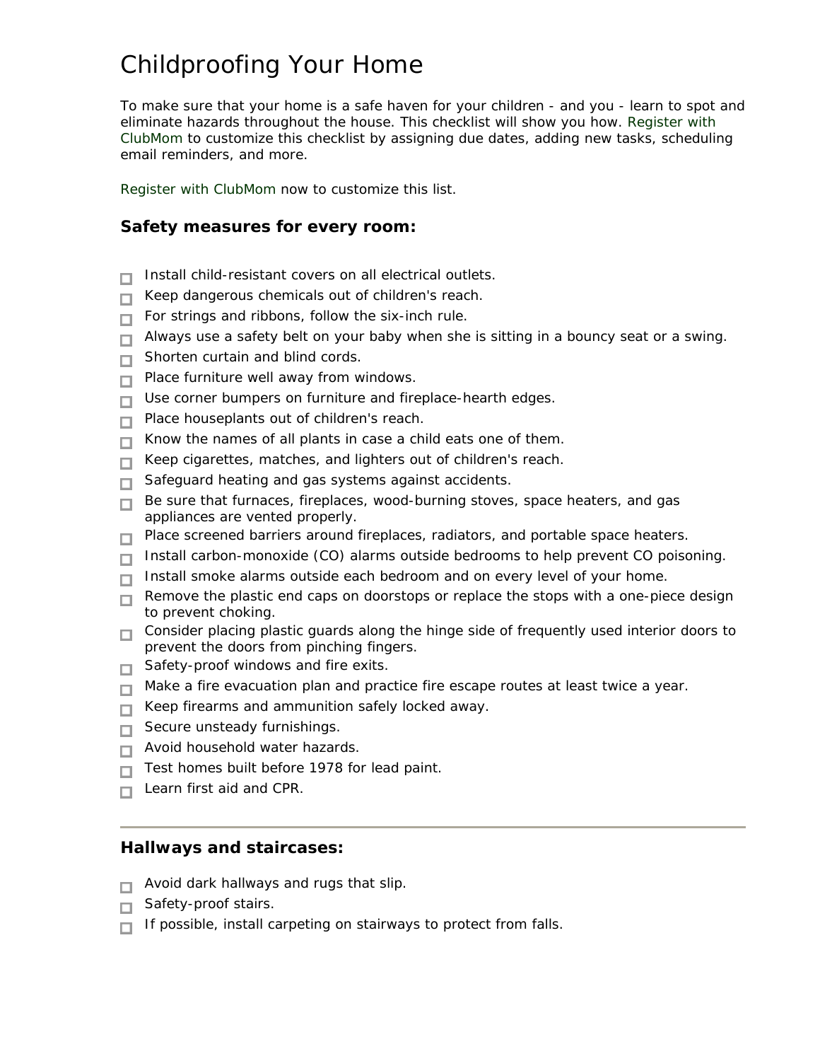# Childproofing Your Home

To make sure that your home is a safe haven for your children - and you - learn to spot and eliminate hazards throughout the house. This checklist will show you how. Register with ClubMom to customize this checklist by assigning due dates, adding new tasks, scheduling email reminders, and more.

Register with ClubMom now to customize this list.

### Safety measures for every room:

- [ ] Install child-resistant covers on all electrical outlets.
- [ ] Keep dangerous chemicals out of children's reach.
- [ ] For strings and ribbons, follow the six-inch rule.
- [ ] Always use a safety belt on your baby when she is sitting in a bouncy seat or a swing.
- [ ] Shorten curtain and blind cords.
- [ ] Place furniture well away from windows.
- [ ] Use corner bumpers on furniture and fireplace-hearth edges.
- [ ] Place houseplants out of children's reach.
- [ ] Know the names of all plants in case a child eats one of them.
- [ ] Keep cigarettes, matches, and lighters out of children's reach.
- [ ] Safeguard heating and gas systems against accidents.
- [ ] Be sure that furnaces, fireplaces, wood-burning stoves, space heaters, and gas appliances are vented properly.
- [ ] Place screened barriers around fireplaces, radiators, and portable space heaters.
- [ ] Install carbon-monoxide (CO) alarms outside bedrooms to help prevent CO poisoning.
- [ ] Install smoke alarms outside each bedroom and on every level of your home.
- [ ] Remove the plastic end caps on doorstops or replace the stops with a one-piece design to prevent choking.
- [ ] Consider placing plastic guards along the hinge side of frequently used interior doors to prevent the doors from pinching fingers.
- [ ] Safety-proof windows and fire exits.
- [ ] Make a fire evacuation plan and practice fire escape routes at least twice a year.
- [ ] Keep firearms and ammunition safely locked away.
- [ ] Secure unsteady furnishings.
- [ ] Avoid household water hazards.
- [ ] Test homes built before 1978 for lead paint.
- [ ] Learn first aid and CPR.

---

### Hallways and staircases:

- [ ] Avoid dark hallways and rugs that slip.
- [ ] Safety-proof stairs.
- [ ] If possible, install carpeting on stairways to protect from falls.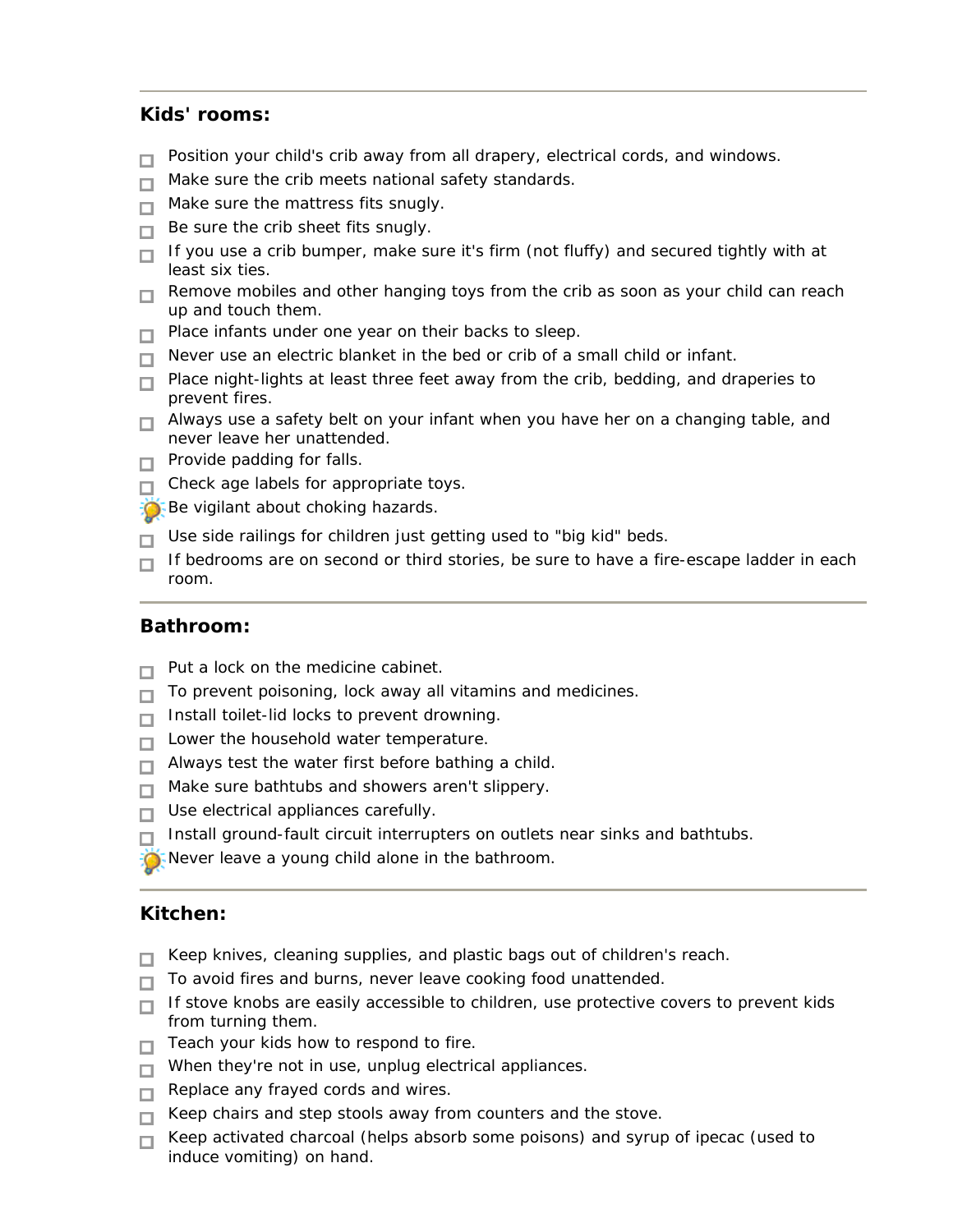---

### Kids' rooms:

- [ ] Position your child's crib away from all drapery, electrical cords, and windows.
- [ ] Make sure the crib meets national safety standards.
- [ ] Make sure the mattress fits snugly.
- [ ] Be sure the crib sheet fits snugly.
- [ ] If you use a crib bumper, make sure it's firm (not fluffy) and secured tightly with at least six ties.
- [ ] Remove mobiles and other hanging toys from the crib as soon as your child can reach up and touch them.
- [ ] Place infants under one year on their backs to sleep.
- [ ] Never use an electric blanket in the bed or crib of a small child or infant.
- [ ] Place night-lights at least three feet away from the crib, bedding, and draperies to prevent fires.
- [ ] Always use a safety belt on your infant when you have her on a changing table, and never leave her unattended.
- [ ] Provide padding for falls.
- [ ] Check age labels for appropriate toys.
- 💡 Be vigilant about choking hazards.
- [ ] Use side railings for children just getting used to "big kid" beds.
- [ ] If bedrooms are on second or third stories, be sure to have a fire-escape ladder in each room.

---

### Bathroom:

- [ ] Put a lock on the medicine cabinet.
- [ ] To prevent poisoning, lock away all vitamins and medicines.
- [ ] Install toilet-lid locks to prevent drowning.
- [ ] Lower the household water temperature.
- [ ] Always test the water first before bathing a child.
- [ ] Make sure bathtubs and showers aren't slippery.
- [ ] Use electrical appliances carefully.
- [ ] Install ground-fault circuit interrupters on outlets near sinks and bathtubs.
- 💡 Never leave a young child alone in the bathroom.

---

### Kitchen:

- [ ] Keep knives, cleaning supplies, and plastic bags out of children's reach.
- [ ] To avoid fires and burns, never leave cooking food unattended.
- [ ] If stove knobs are easily accessible to children, use protective covers to prevent kids from turning them.
- [ ] Teach your kids how to respond to fire.
- [ ] When they're not in use, unplug electrical appliances.
- [ ] Replace any frayed cords and wires.
- [ ] Keep chairs and step stools away from counters and the stove.
- [ ] Keep activated charcoal (helps absorb some poisons) and syrup of ipecac (used to induce vomiting) on hand.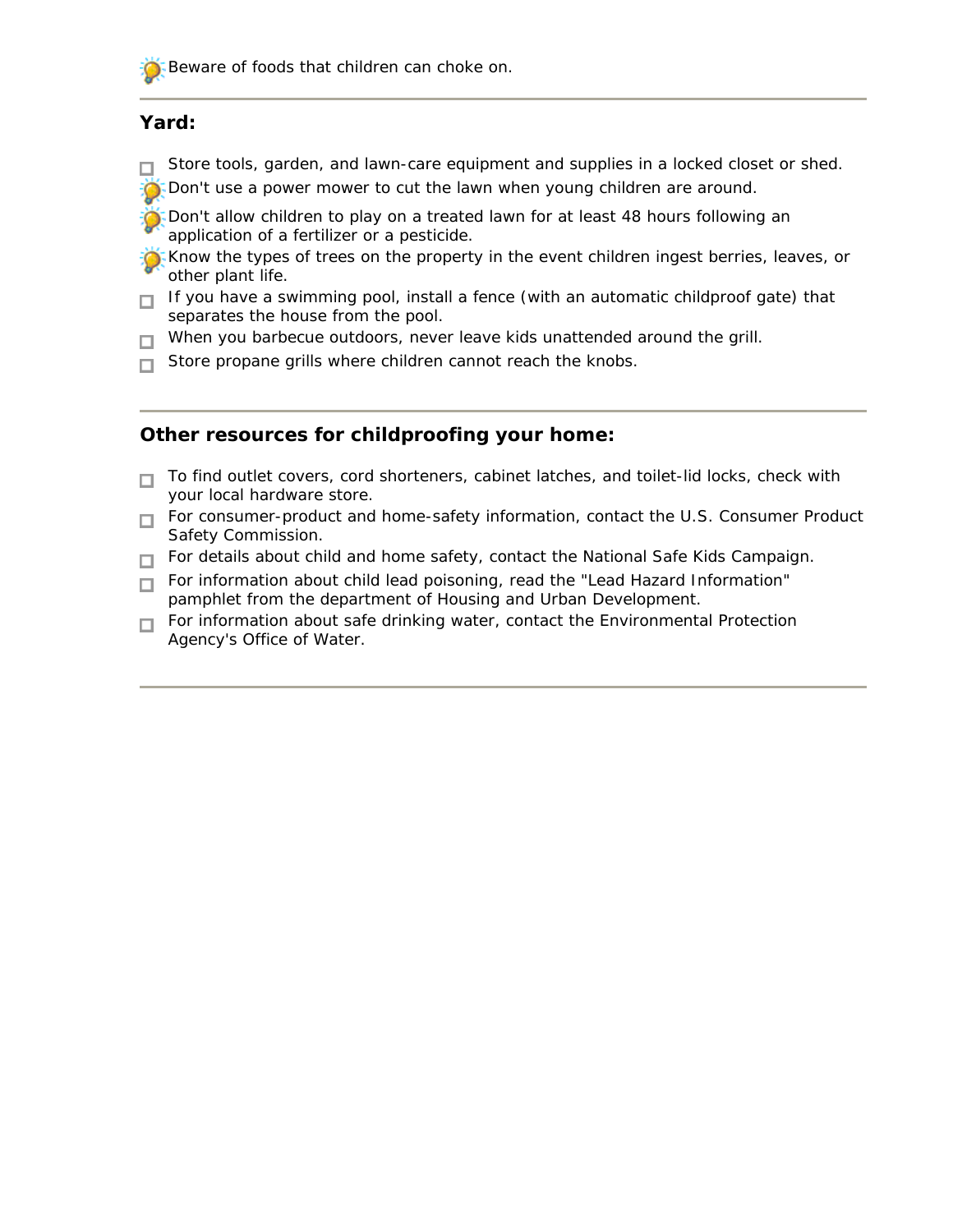- Beware of foods that children can choke on.

---

**Yard:**

- Store tools, garden, and lawn-care equipment and supplies in a locked closet or shed.
- Don't use a power mower to cut the lawn when young children are around.
- Don't allow children to play on a treated lawn for at least 48 hours following an application of a fertilizer or a pesticide.
- Know the types of trees on the property in the event children ingest berries, leaves, or other plant life.
- If you have a swimming pool, install a fence (with an automatic childproof gate) that separates the house from the pool.
- When you barbecue outdoors, never leave kids unattended around the grill.
- Store propane grills where children cannot reach the knobs.

---

## Other resources for childproofing your home:

- To find outlet covers, cord shorteners, cabinet latches, and toilet-lid locks, check with your local hardware store.
- For consumer-product and home-safety information, contact the U.S. Consumer Product Safety Commission.
- For details about child and home safety, contact the National Safe Kids Campaign.
- For information about child lead poisoning, read the "Lead Hazard Information" pamphlet from the department of Housing and Urban Development.
- For information about safe drinking water, contact the Environmental Protection Agency's Office of Water.

---